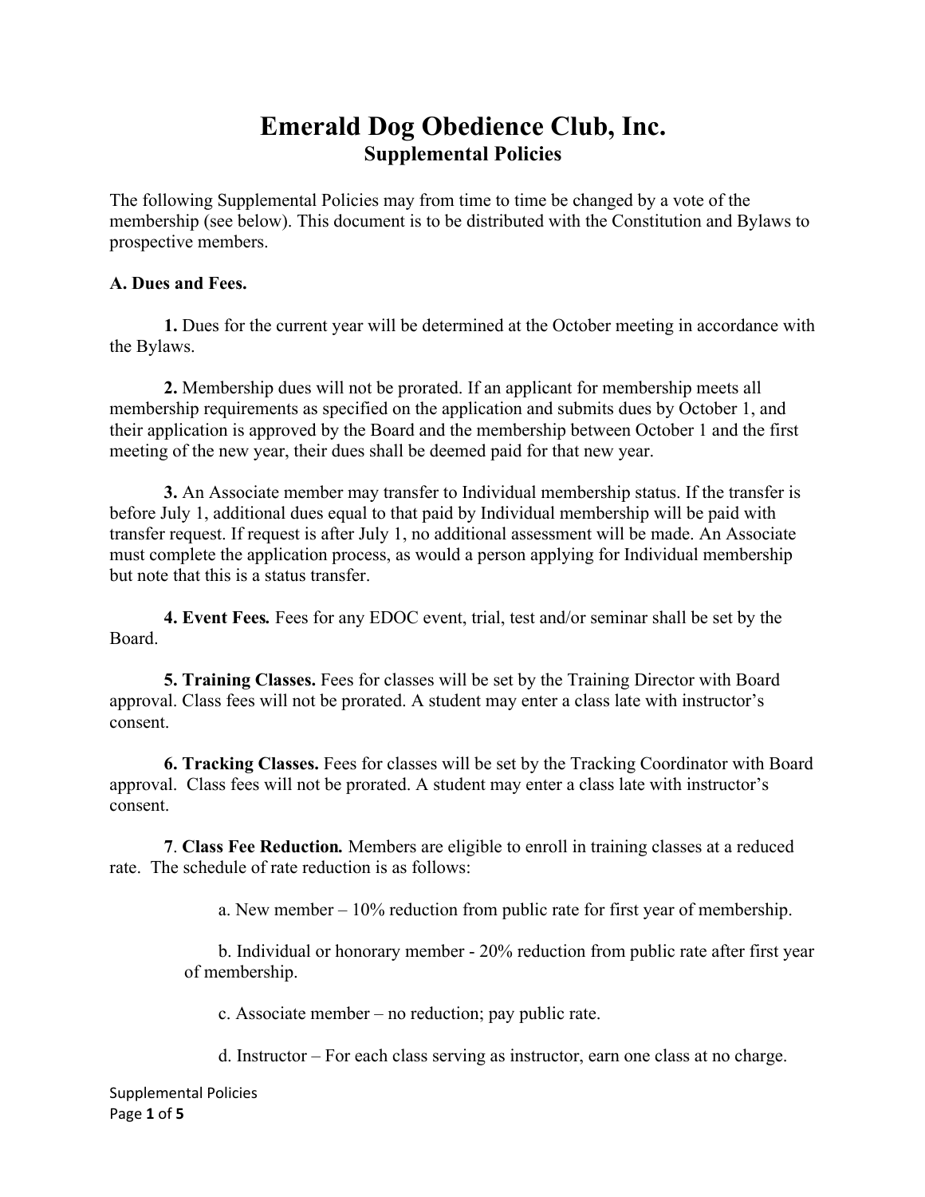# Emerald Dog Obedience Club, Inc.

## Supplemental Policies

The following Supplemental Policies may from time to time be changed by a vote of the membership (see below). This document is to be distributed with the Constitution and Bylaws to prospective members.

**A. Dues and Fees.**

**1.** Dues for the current year will be determined at the October meeting in accordance with the Bylaws.

**2.** Membership dues will not be prorated. If an applicant for membership meets all membership requirements as specified on the application and submits dues by October 1, and their application is approved by the Board and the membership between October 1 and the first meeting of the new year, their dues shall be deemed paid for that new year.

**3.** An Associate member may transfer to Individual membership status. If the transfer is before July 1, additional dues equal to that paid by Individual membership will be paid with transfer request. If request is after July 1, no additional assessment will be made. An Associate must complete the application process, as would a person applying for Individual membership but note that this is a status transfer.

**4. *Event Fees.*** Fees for any EDOC event, trial, test and/or seminar shall be set by the Board.

**5. Training Classes.** Fees for classes will be set by the Training Director with Board approval. Class fees will not be prorated. A student may enter a class late with instructor's consent.

**6. Tracking Classes.** Fees for classes will be set by the Tracking Coordinator with Board approval. Class fees will not be prorated. A student may enter a class late with instructor's consent.

**7**. ***Class Fee Reduction.*** Members are eligible to enroll in training classes at a reduced rate. The schedule of rate reduction is as follows:

a. New member – 10% reduction from public rate for first year of membership.

b. Individual or honorary member - 20% reduction from public rate after first year of membership.

c. Associate member – no reduction; pay public rate.

d. Instructor – For each class serving as instructor, earn one class at no charge.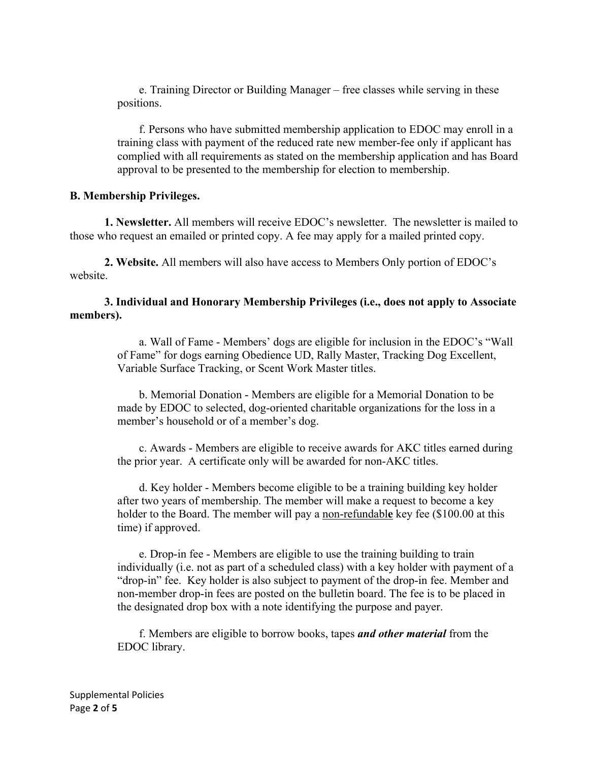e. Training Director or Building Manager – free classes while serving in these positions.

f. Persons who have submitted membership application to EDOC may enroll in a training class with payment of the reduced rate new member-fee only if applicant has complied with all requirements as stated on the membership application and has Board approval to be presented to the membership for election to membership.

**B. Membership Privileges.**

**1. Newsletter.** All members will receive EDOC's newsletter. The newsletter is mailed to those who request an emailed or printed copy. A fee may apply for a mailed printed copy.

**2. Website.** All members will also have access to Members Only portion of EDOC's website.

**3. Individual and Honorary Membership Privileges (i.e., does not apply to Associate members).**

a. Wall of Fame - Members' dogs are eligible for inclusion in the EDOC's "Wall of Fame" for dogs earning Obedience UD, Rally Master, Tracking Dog Excellent, Variable Surface Tracking, or Scent Work Master titles.

b. Memorial Donation - Members are eligible for a Memorial Donation to be made by EDOC to selected, dog-oriented charitable organizations for the loss in a member's household or of a member's dog.

c. Awards - Members are eligible to receive awards for AKC titles earned during the prior year. A certificate only will be awarded for non-AKC titles.

d. Key holder - Members become eligible to be a training building key holder after two years of membership. The member will make a request to become a key holder to the Board. The member will pay a <u>non-refundabl**e**</u> key fee ($100.00 at this time) if approved.

e. Drop-in fee - Members are eligible to use the training building to train individually (i.e. not as part of a scheduled class) with a key holder with payment of a "drop-in" fee. Key holder is also subject to payment of the drop-in fee. Member and non-member drop-in fees are posted on the bulletin board. The fee is to be placed in the designated drop box with a note identifying the purpose and payer.

f. Members are eligible to borrow books, tapes ***and other material*** from the EDOC library.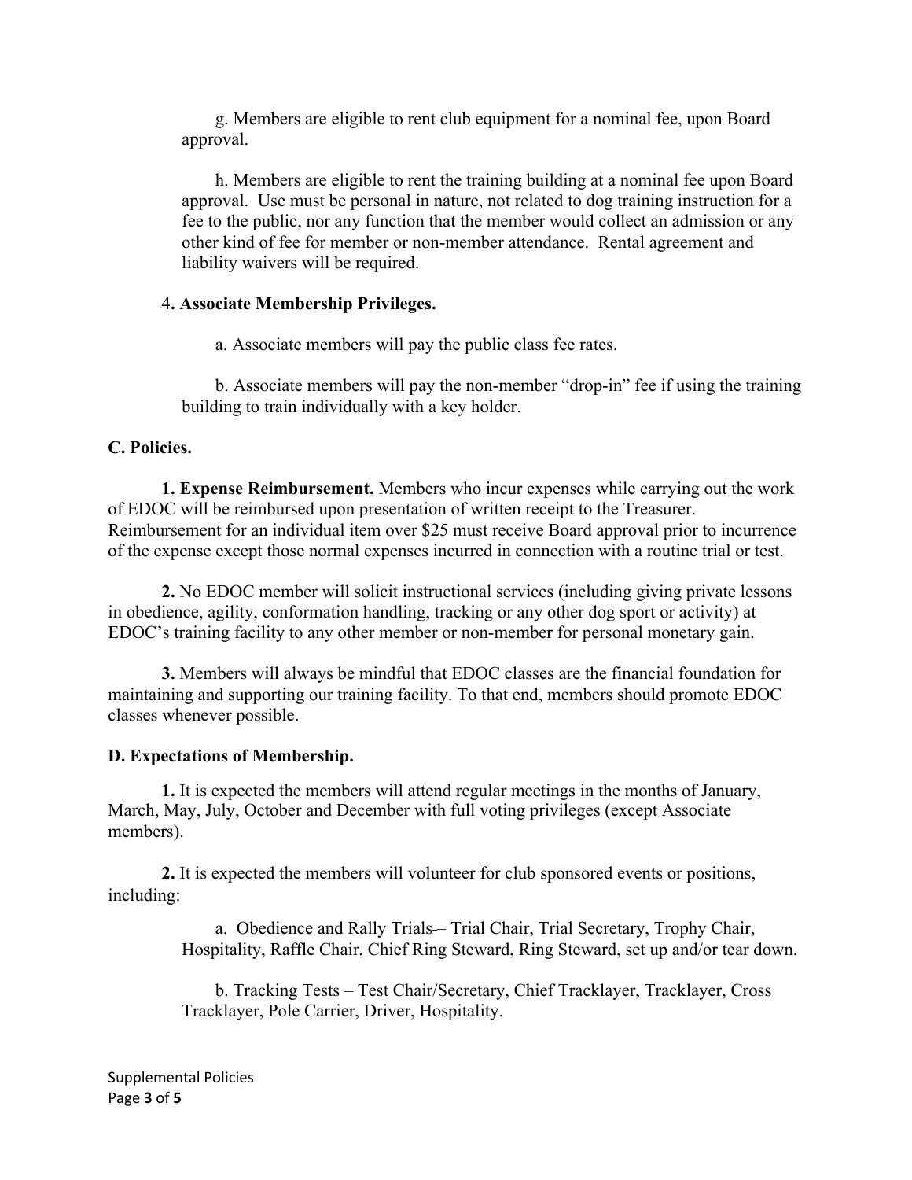g. Members are eligible to rent club equipment for a nominal fee, upon Board approval.

h. Members are eligible to rent the training building at a nominal fee upon Board approval. Use must be personal in nature, not related to dog training instruction for a fee to the public, nor any function that the member would collect an admission or any other kind of fee for member or non-member attendance. Rental agreement and liability waivers will be required.

4**. Associate Membership Privileges.**

a. Associate members will pay the public class fee rates.

b. Associate members will pay the non-member "drop-in" fee if using the training building to train individually with a key holder.

**C. Policies.**

**1. Expense Reimbursement.** Members who incur expenses while carrying out the work of EDOC will be reimbursed upon presentation of written receipt to the Treasurer. Reimbursement for an individual item over $25 must receive Board approval prior to incurrence of the expense except those normal expenses incurred in connection with a routine trial or test.

**2.** No EDOC member will solicit instructional services (including giving private lessons in obedience, agility, conformation handling, tracking or any other dog sport or activity) at EDOC's training facility to any other member or non-member for personal monetary gain.

**3.** Members will always be mindful that EDOC classes are the financial foundation for maintaining and supporting our training facility. To that end, members should promote EDOC classes whenever possible.

**D. Expectations of Membership.**

**1.** It is expected the members will attend regular meetings in the months of January, March, May, July, October and December with full voting privileges (except Associate members).

**2.** It is expected the members will volunteer for club sponsored events or positions, including:

a. Obedience and Rally Trials – Trial Chair, Trial Secretary, Trophy Chair, Hospitality, Raffle Chair, Chief Ring Steward, Ring Steward, set up and/or tear down.

b. Tracking Tests – Test Chair/Secretary, Chief Tracklayer, Tracklayer, Cross Tracklayer, Pole Carrier, Driver, Hospitality.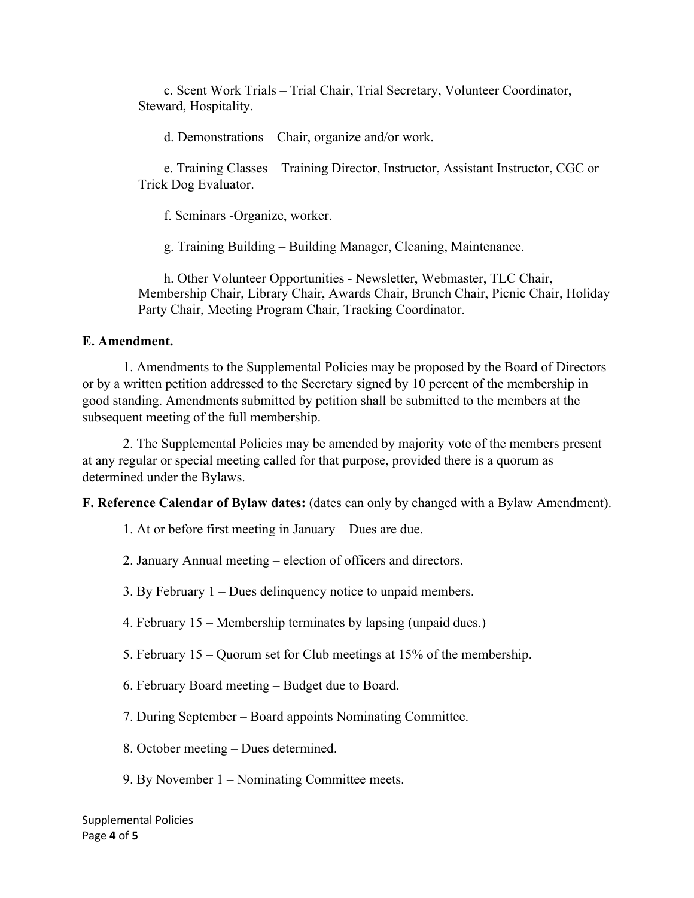c. Scent Work Trials – Trial Chair, Trial Secretary, Volunteer Coordinator, Steward, Hospitality.

d. Demonstrations – Chair, organize and/or work.

e. Training Classes – Training Director, Instructor, Assistant Instructor, CGC or Trick Dog Evaluator.

f. Seminars -Organize, worker.

g. Training Building – Building Manager, Cleaning, Maintenance.

h. Other Volunteer Opportunities - Newsletter, Webmaster, TLC Chair, Membership Chair, Library Chair, Awards Chair, Brunch Chair, Picnic Chair, Holiday Party Chair, Meeting Program Chair, Tracking Coordinator.

**E. Amendment.**

1. Amendments to the Supplemental Policies may be proposed by the Board of Directors or by a written petition addressed to the Secretary signed by 10 percent of the membership in good standing. Amendments submitted by petition shall be submitted to the members at the subsequent meeting of the full membership.

2. The Supplemental Policies may be amended by majority vote of the members present at any regular or special meeting called for that purpose, provided there is a quorum as determined under the Bylaws.

**F. Reference Calendar of Bylaw dates:** (dates can only by changed with a Bylaw Amendment).

1. At or before first meeting in January – Dues are due.

2. January Annual meeting – election of officers and directors.

3. By February 1 – Dues delinquency notice to unpaid members.

4. February 15 – Membership terminates by lapsing (unpaid dues.)

5. February 15 – Quorum set for Club meetings at 15% of the membership.

6. February Board meeting – Budget due to Board.

7. During September – Board appoints Nominating Committee.

8. October meeting – Dues determined.

9. By November 1 – Nominating Committee meets.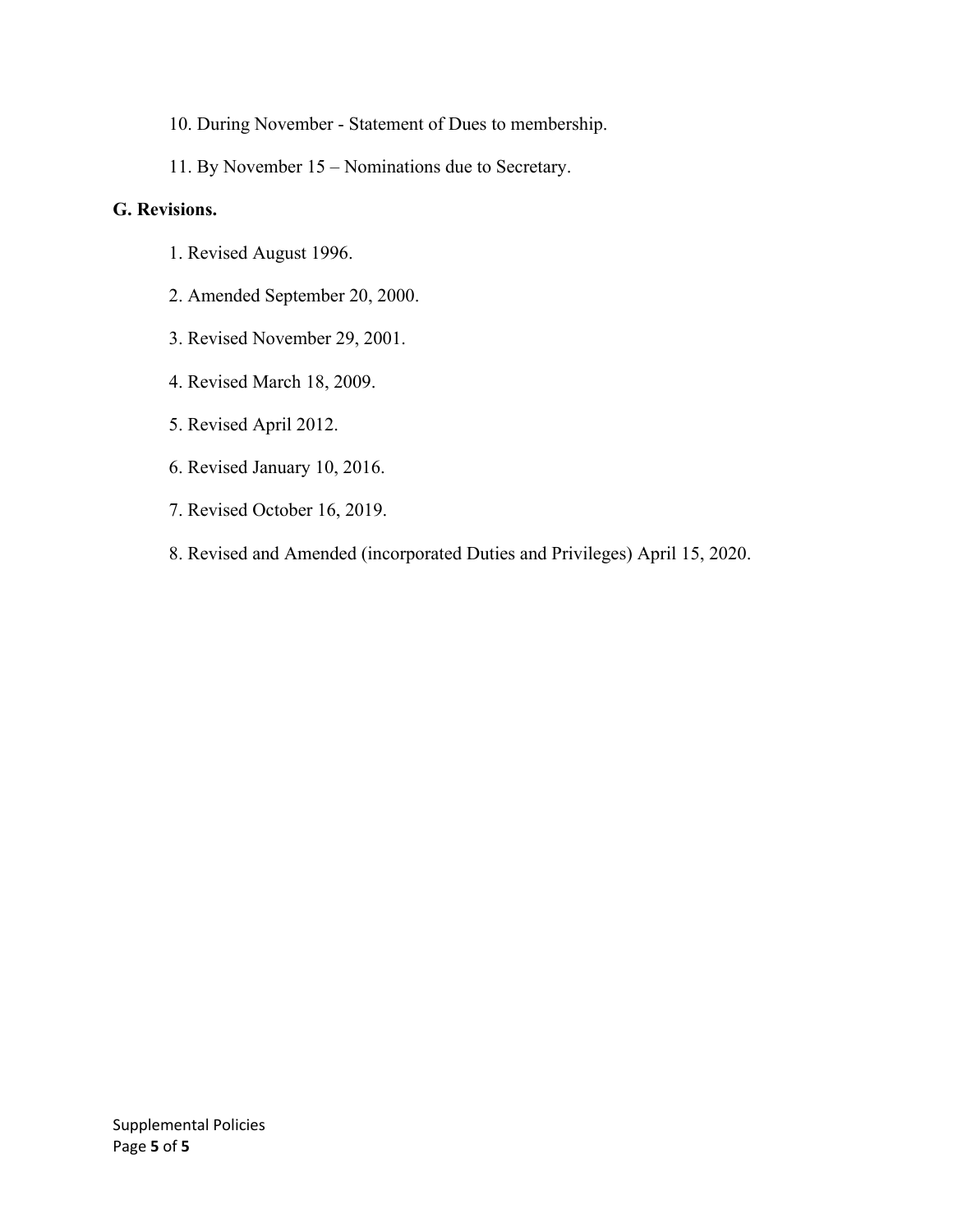10. During November - Statement of Dues to membership.

11. By November 15 – Nominations due to Secretary.

**G. Revisions.**

1. Revised August 1996.

2. Amended September 20, 2000.

3. Revised November 29, 2001.

4. Revised March 18, 2009.

5. Revised April 2012.

6. Revised January 10, 2016.

7. Revised October 16, 2019.

8. Revised and Amended (incorporated Duties and Privileges) April 15, 2020.